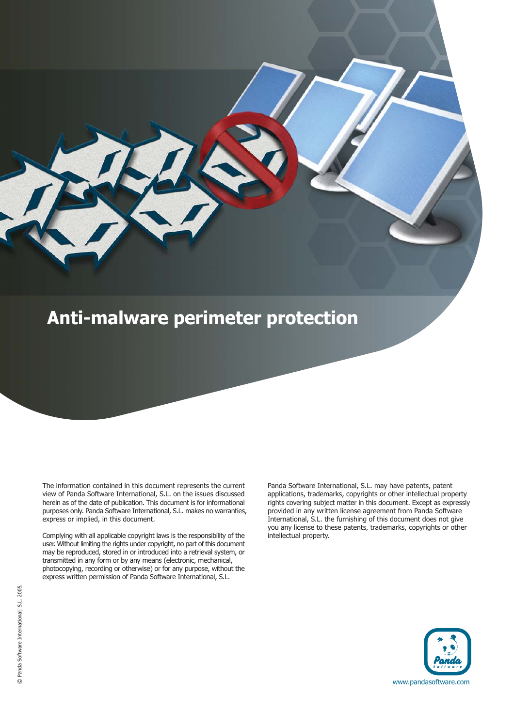# Anti-malware perimeter protection

The information contained in this document represents the current view of Panda Software International, S.L. on the issues discussed herein as of the date of publication. This document is for informational purposes only. Panda Software International, S.L. makes no warranties, express or implied, in this document.

Complying with all applicable copyright laws is the responsibility of the user. Without limiting the rights under copyright, no part of this document may be reproduced, stored in or introduced into a retrieval system, or transmitted in any form or by any means (electronic, mechanical, photocopying, recording or otherwise) or for any purpose, without the express written permission of Panda Software International, S.L.

Panda Software International, S.L. may have patents, patent applications, trademarks, copyrights or other intellectual property rights covering subject matter in this document. Except as expressly provided in any written license agreement from Panda Software International, S.L. the furnishing of this document does not give you any license to these patents, trademarks, copyrights or other intellectual property.

© Panda Software International, S.L. 2005.

www.pandasoftware.com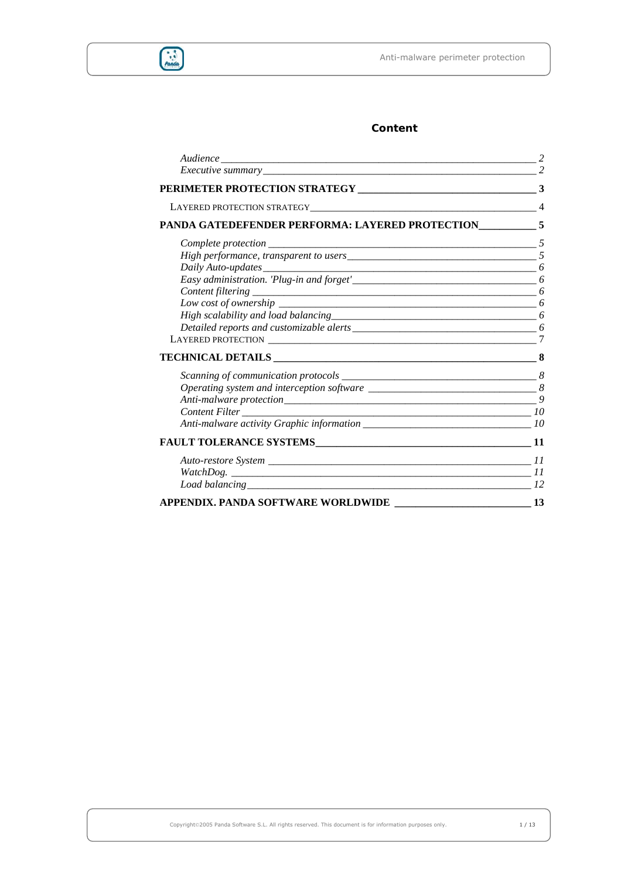# Content

*Audience* ____ *2*
*Executive summary* ____ *2*

**PERIMETER PROTECTION STRATEGY ____ 3**

LAYERED PROTECTION STRATEGY ____ 4

**PANDA GATEDEFENDER PERFORMA: LAYERED PROTECTION ____ 5**

*Complete protection* ____ *5*
*High performance, transparent to users* ____ *5*
*Daily Auto-updates* ____ *6*
*Easy administration. 'Plug-in and forget'* ____ *6*
*Content filtering* ____ *6*
*Low cost of ownership* ____ *6*
*High scalability and load balancing* ____ *6*
*Detailed reports and customizable alerts* ____ *6*
LAYERED PROTECTION ____ *7*

**TECHNICAL DETAILS ____ 8**

*Scanning of communication protocols* ____ *8*
*Operating system and interception software* ____ *8*
*Anti-malware protection* ____ *9*
*Content Filter* ____ *10*
*Anti-malware activity Graphic information* ____ *10*

**FAULT TOLERANCE SYSTEMS ____ 11**

*Auto-restore System* ____ *11*
*WatchDog.* ____ *11*
*Load balancing* ____ *12*

**APPENDIX. PANDA SOFTWARE WORLDWIDE ____ 13**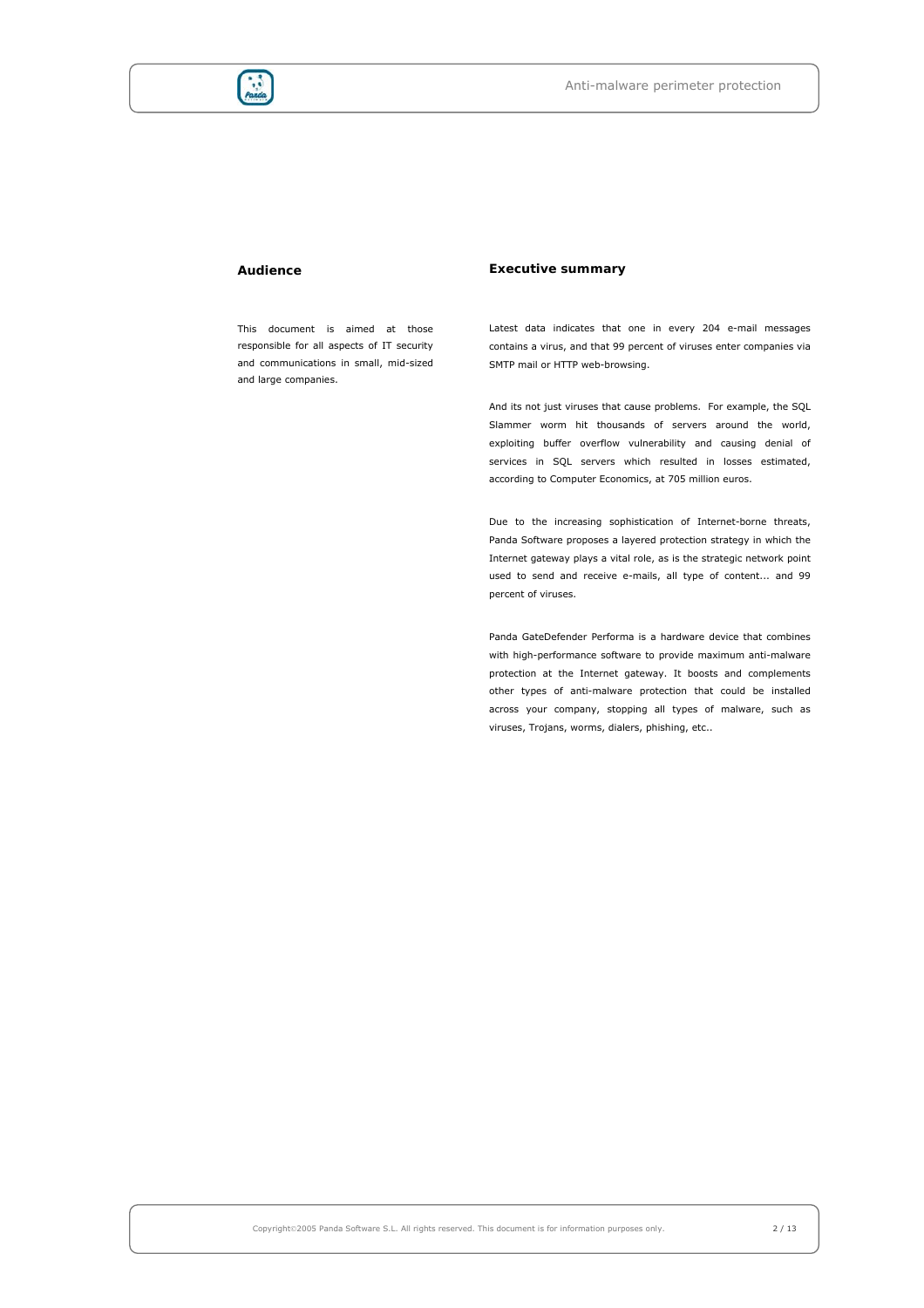## Audience

This document is aimed at those responsible for all aspects of IT security and communications in small, mid-sized and large companies.

## Executive summary

Latest data indicates that one in every 204 e-mail messages contains a virus, and that 99 percent of viruses enter companies via SMTP mail or HTTP web-browsing.

And its not just viruses that cause problems. For example, the SQL Slammer worm hit thousands of servers around the world, exploiting buffer overflow vulnerability and causing denial of services in SQL servers which resulted in losses estimated, according to Computer Economics, at 705 million euros.

Due to the increasing sophistication of Internet-borne threats, Panda Software proposes a layered protection strategy in which the Internet gateway plays a vital role, as is the strategic network point used to send and receive e-mails, all type of content... and 99 percent of viruses.

Panda GateDefender Performa is a hardware device that combines with high-performance software to provide maximum anti-malware protection at the Internet gateway. It boosts and complements other types of anti-malware protection that could be installed across your company, stopping all types of malware, such as viruses, Trojans, worms, dialers, phishing, etc..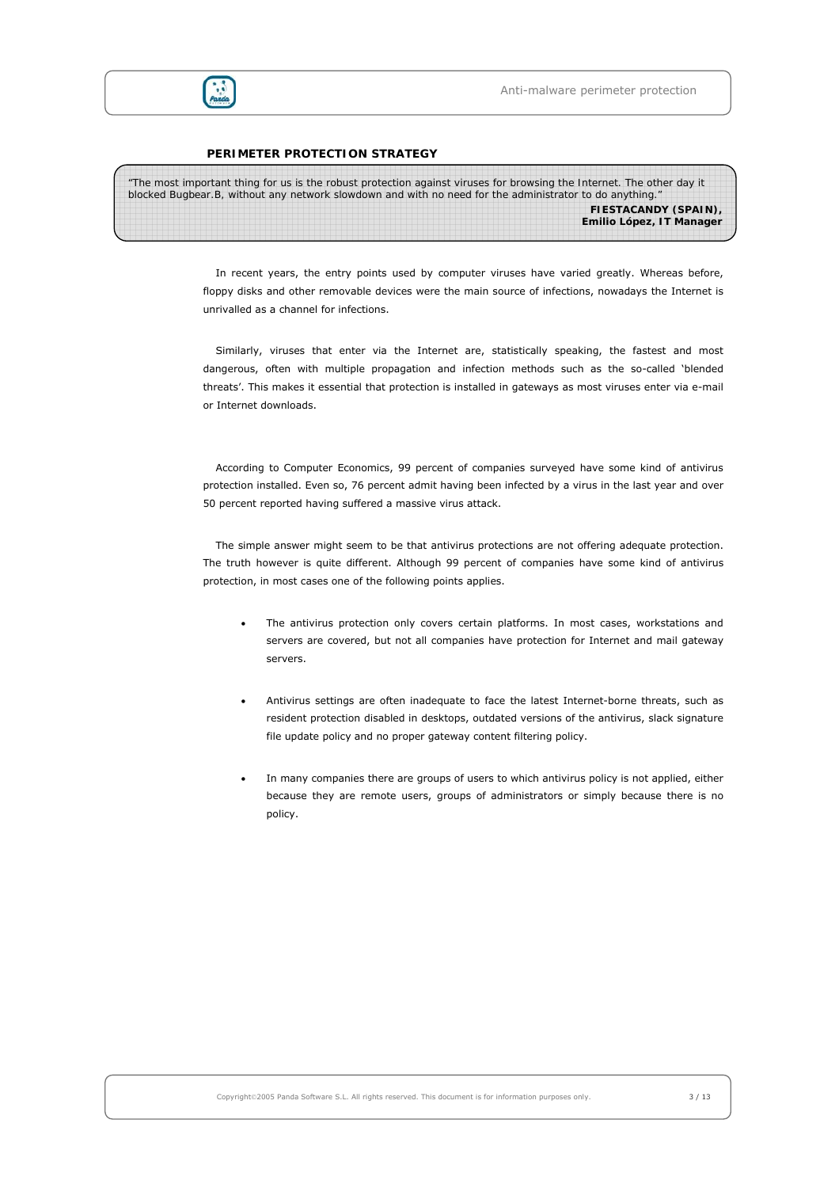## PERIMETER PROTECTION STRATEGY

> "The most important thing for us is the robust protection against viruses for browsing the Internet. The other day it blocked Bugbear.B, without any network slowdown and with no need for the administrator to do anything."
>
> **FIESTACANDY (SPAIN), Emilio López, IT Manager**

In recent years, the entry points used by computer viruses have varied greatly. Whereas before, floppy disks and other removable devices were the main source of infections, nowadays the Internet is unrivalled as a channel for infections.

Similarly, viruses that enter via the Internet are, statistically speaking, the fastest and most dangerous, often with multiple propagation and infection methods such as the so-called 'blended threats'. This makes it essential that protection is installed in gateways as most viruses enter via e-mail or Internet downloads.

According to Computer Economics, 99 percent of companies surveyed have some kind of antivirus protection installed. Even so, 76 percent admit having been infected by a virus in the last year and over 50 percent reported having suffered a massive virus attack.

The simple answer might seem to be that antivirus protections are not offering adequate protection. The truth however is quite different. Although 99 percent of companies have some kind of antivirus protection, in most cases one of the following points applies.

- The antivirus protection only covers certain platforms. In most cases, workstations and servers are covered, but not all companies have protection for Internet and mail gateway servers.
- Antivirus settings are often inadequate to face the latest Internet-borne threats, such as resident protection disabled in desktops, outdated versions of the antivirus, slack signature file update policy and no proper gateway content filtering policy.
- In many companies there are groups of users to which antivirus policy is not applied, either because they are remote users, groups of administrators or simply because there is no policy.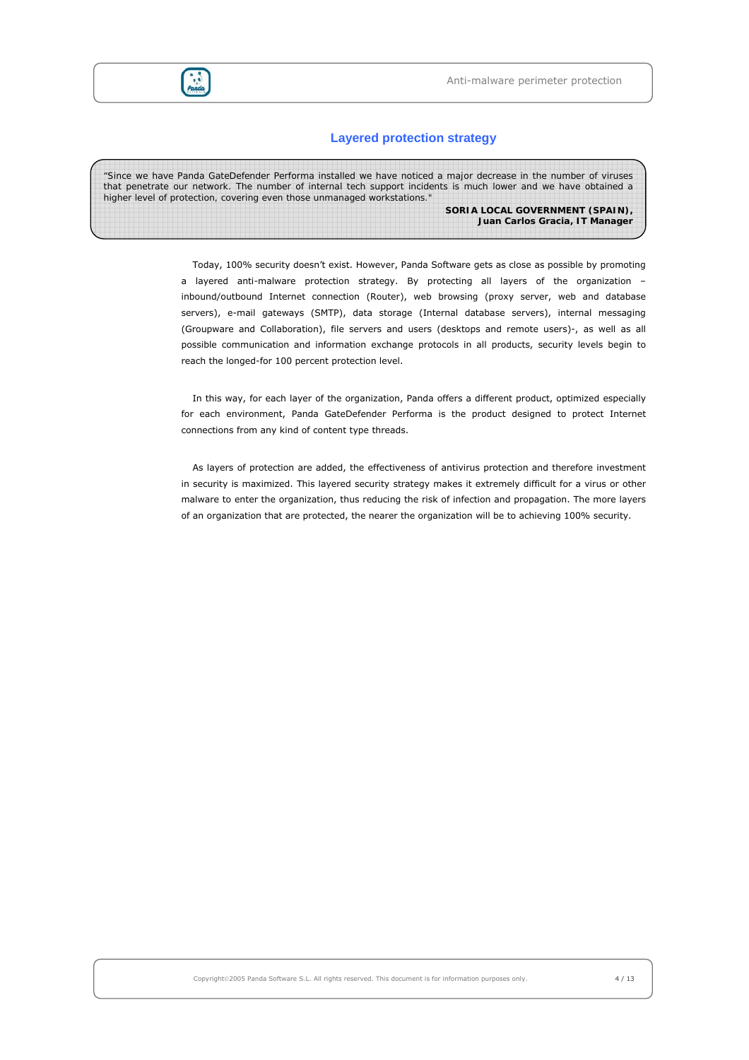## Layered protection strategy

> "Since we have Panda GateDefender Performa installed we have noticed a major decrease in the number of viruses that penetrate our network. The number of internal tech support incidents is much lower and we have obtained a higher level of protection, covering even those unmanaged workstations."
>
> **SORIA LOCAL GOVERNMENT (SPAIN), Juan Carlos Gracia, IT Manager**

Today, 100% security doesn't exist. However, Panda Software gets as close as possible by promoting a layered anti-malware protection strategy. By protecting all layers of the organization – inbound/outbound Internet connection (Router), web browsing (proxy server, web and database servers), e-mail gateways (SMTP), data storage (Internal database servers), internal messaging (Groupware and Collaboration), file servers and users (desktops and remote users)-, as well as all possible communication and information exchange protocols in all products, security levels begin to reach the longed-for 100 percent protection level.

In this way, for each layer of the organization, Panda offers a different product, optimized especially for each environment, Panda GateDefender Performa is the product designed to protect Internet connections from any kind of content type threads.

As layers of protection are added, the effectiveness of antivirus protection and therefore investment in security is maximized. This layered security strategy makes it extremely difficult for a virus or other malware to enter the organization, thus reducing the risk of infection and propagation. The more layers of an organization that are protected, the nearer the organization will be to achieving 100% security.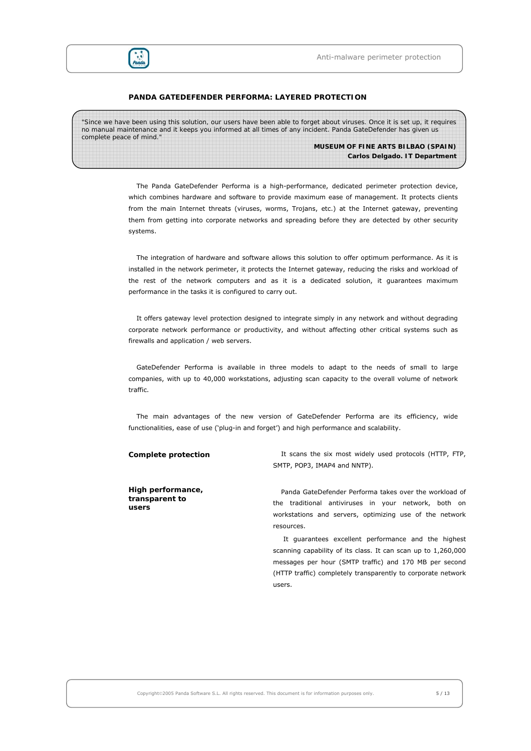## PANDA GATEDEFENDER PERFORMA: LAYERED PROTECTION

> "Since we have been using this solution, our users have been able to forget about viruses. Once it is set up, it requires no manual maintenance and it keeps you informed at all times of any incident. Panda GateDefender has given us complete peace of mind."
>
> **MUSEUM OF FINE ARTS BILBAO (SPAIN)**
> **Carlos Delgado. IT Department**

The Panda GateDefender Performa is a high-performance, dedicated perimeter protection device, which combines hardware and software to provide maximum ease of management. It protects clients from the main Internet threats (viruses, worms, Trojans, etc.) at the Internet gateway, preventing them from getting into corporate networks and spreading before they are detected by other security systems.

The integration of hardware and software allows this solution to offer optimum performance. As it is installed in the network perimeter, it protects the Internet gateway, reducing the risks and workload of the rest of the network computers and as it is a dedicated solution, it guarantees maximum performance in the tasks it is configured to carry out.

It offers gateway level protection designed to integrate simply in any network and without degrading corporate network performance or productivity, and without affecting other critical systems such as firewalls and application / web servers.

GateDefender Performa is available in three models to adapt to the needs of small to large companies, with up to 40,000 workstations, adjusting scan capacity to the overall volume of network traffic.

The main advantages of the new version of GateDefender Performa are its efficiency, wide functionalities, ease of use ('plug-in and forget') and high performance and scalability.

**Complete protection**

It scans the six most widely used protocols (HTTP, FTP, SMTP, POP3, IMAP4 and NNTP).

**High performance, transparent to users**

Panda GateDefender Performa takes over the workload of the traditional antiviruses in your network, both on workstations and servers, optimizing use of the network resources.

It guarantees excellent performance and the highest scanning capability of its class. It can scan up to 1,260,000 messages per hour (SMTP traffic) and 170 MB per second (HTTP traffic) completely transparently to corporate network users.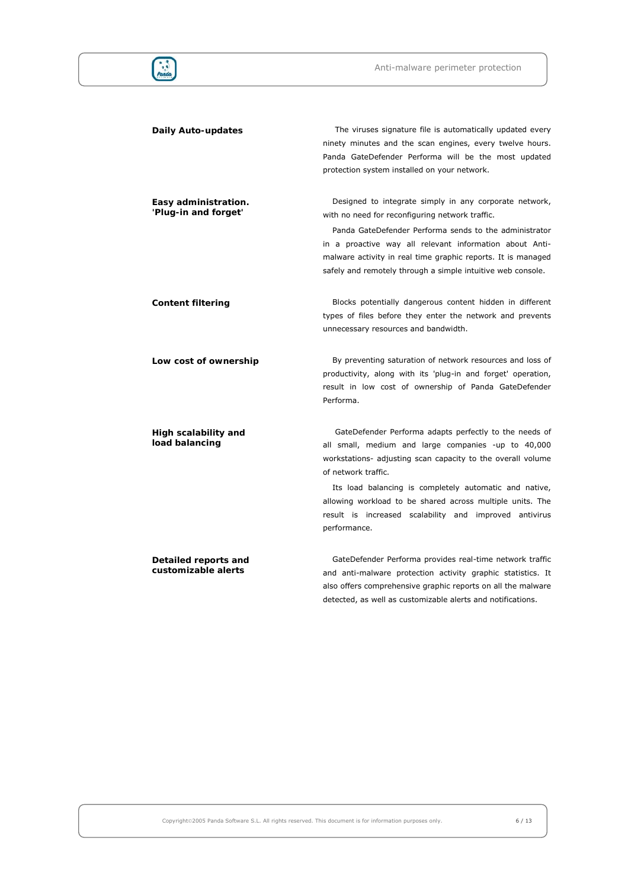**Daily Auto-updates**

The viruses signature file is automatically updated every ninety minutes and the scan engines, every twelve hours. Panda GateDefender Performa will be the most updated protection system installed on your network.

**Easy administration. 'Plug-in and forget'**

Designed to integrate simply in any corporate network, with no need for reconfiguring network traffic.

Panda GateDefender Performa sends to the administrator in a proactive way all relevant information about Anti-malware activity in real time graphic reports. It is managed safely and remotely through a simple intuitive web console.

**Content filtering**

Blocks potentially dangerous content hidden in different types of files before they enter the network and prevents unnecessary resources and bandwidth.

**Low cost of ownership**

By preventing saturation of network resources and loss of productivity, along with its 'plug-in and forget' operation, result in low cost of ownership of Panda GateDefender Performa.

**High scalability and load balancing**

GateDefender Performa adapts perfectly to the needs of all small, medium and large companies -up to 40,000 workstations- adjusting scan capacity to the overall volume of network traffic.

Its load balancing is completely automatic and native, allowing workload to be shared across multiple units. The result is increased scalability and improved antivirus performance.

**Detailed reports and customizable alerts**

GateDefender Performa provides real-time network traffic and anti-malware protection activity graphic statistics. It also offers comprehensive graphic reports on all the malware detected, as well as customizable alerts and notifications.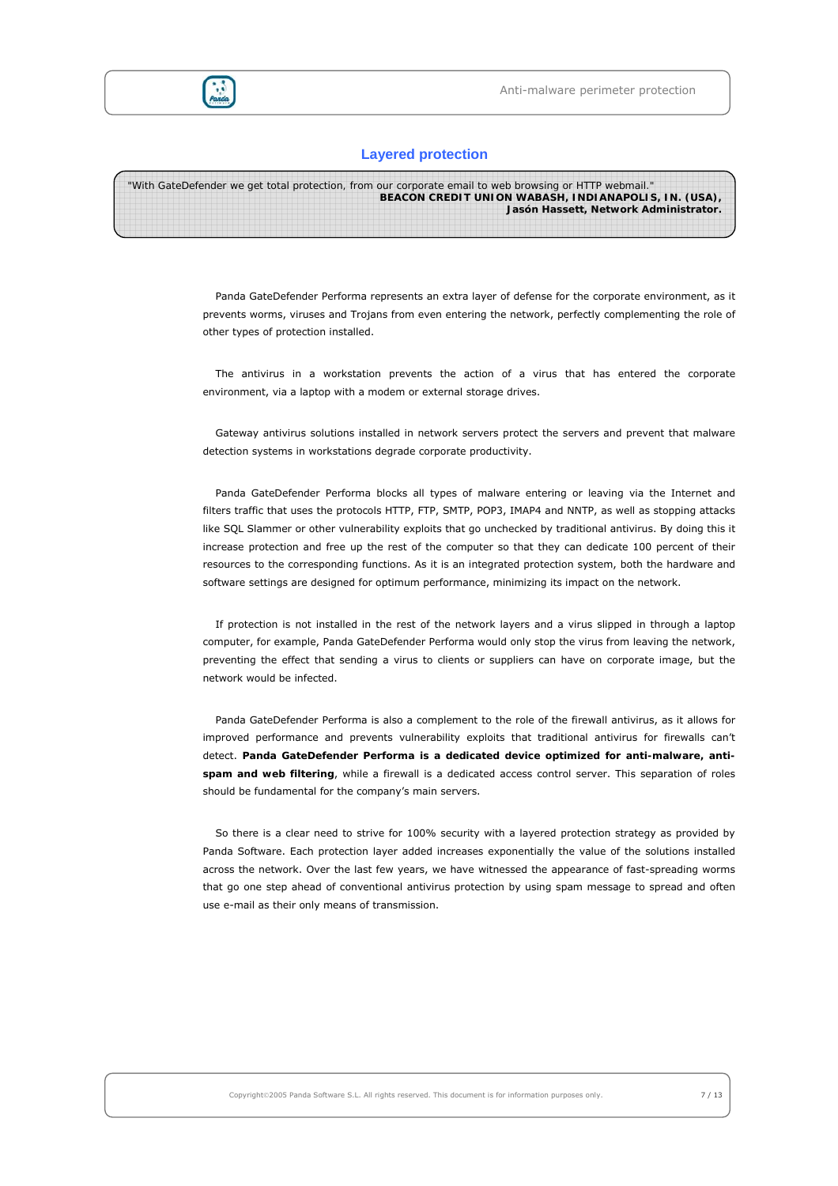## Layered protection

> "With GateDefender we get total protection, from our corporate email to web browsing or HTTP webmail."
> **BEACON CREDIT UNION WABASH, INDIANAPOLIS, IN. (USA),**
> **Jasón Hassett, Network Administrator.**

Panda GateDefender Performa represents an extra layer of defense for the corporate environment, as it prevents worms, viruses and Trojans from even entering the network, perfectly complementing the role of other types of protection installed.

The antivirus in a workstation prevents the action of a virus that has entered the corporate environment, via a laptop with a modem or external storage drives.

Gateway antivirus solutions installed in network servers protect the servers and prevent that malware detection systems in workstations degrade corporate productivity.

Panda GateDefender Performa blocks all types of malware entering or leaving via the Internet and filters traffic that uses the protocols HTTP, FTP, SMTP, POP3, IMAP4 and NNTP, as well as stopping attacks like SQL Slammer or other vulnerability exploits that go unchecked by traditional antivirus. By doing this it increase protection and free up the rest of the computer so that they can dedicate 100 percent of their resources to the corresponding functions. As it is an integrated protection system, both the hardware and software settings are designed for optimum performance, minimizing its impact on the network.

If protection is not installed in the rest of the network layers and a virus slipped in through a laptop computer, for example, Panda GateDefender Performa would only stop the virus from leaving the network, preventing the effect that sending a virus to clients or suppliers can have on corporate image, but the network would be infected.

Panda GateDefender Performa is also a complement to the role of the firewall antivirus, as it allows for improved performance and prevents vulnerability exploits that traditional antivirus for firewalls can't detect. **Panda GateDefender Performa is a dedicated device optimized for anti-malware, anti-spam and web filtering**, while a firewall is a dedicated access control server. This separation of roles should be fundamental for the company's main servers.

So there is a clear need to strive for 100% security with a layered protection strategy as provided by Panda Software. Each protection layer added increases exponentially the value of the solutions installed across the network. Over the last few years, we have witnessed the appearance of fast-spreading worms that go one step ahead of conventional antivirus protection by using spam message to spread and often use e-mail as their only means of transmission.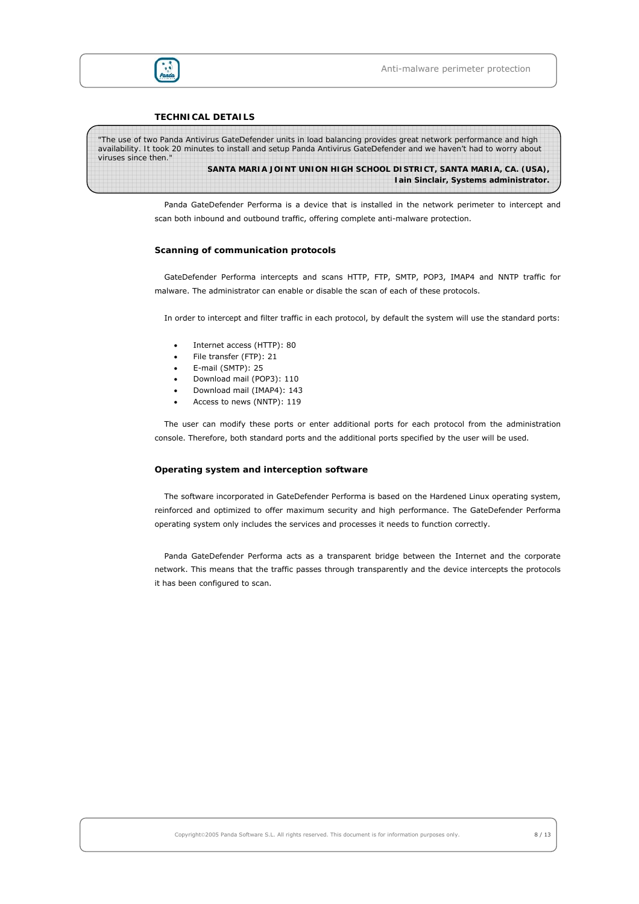## TECHNICAL DETAILS

> "The use of two Panda Antivirus GateDefender units in load balancing provides great network performance and high availability. It took 20 minutes to install and setup Panda Antivirus GateDefender and we haven't had to worry about viruses since then."
>
> **SANTA MARIA JOINT UNION HIGH SCHOOL DISTRICT, SANTA MARIA, CA. (USA), Iain Sinclair, Systems administrator.**

Panda GateDefender Performa is a device that is installed in the network perimeter to intercept and scan both inbound and outbound traffic, offering complete anti-malware protection.

### Scanning of communication protocols

GateDefender Performa intercepts and scans HTTP, FTP, SMTP, POP3, IMAP4 and NNTP traffic for malware. The administrator can enable or disable the scan of each of these protocols.

In order to intercept and filter traffic in each protocol, by default the system will use the standard ports:

- Internet access (HTTP): 80
- File transfer (FTP): 21
- E-mail (SMTP): 25
- Download mail (POP3): 110
- Download mail (IMAP4): 143
- Access to news (NNTP): 119

The user can modify these ports or enter additional ports for each protocol from the administration console. Therefore, both standard ports and the additional ports specified by the user will be used.

### Operating system and interception software

The software incorporated in GateDefender Performa is based on the Hardened Linux operating system, reinforced and optimized to offer maximum security and high performance. The GateDefender Performa operating system only includes the services and processes it needs to function correctly.

Panda GateDefender Performa acts as a transparent bridge between the Internet and the corporate network. This means that the traffic passes through transparently and the device intercepts the protocols it has been configured to scan.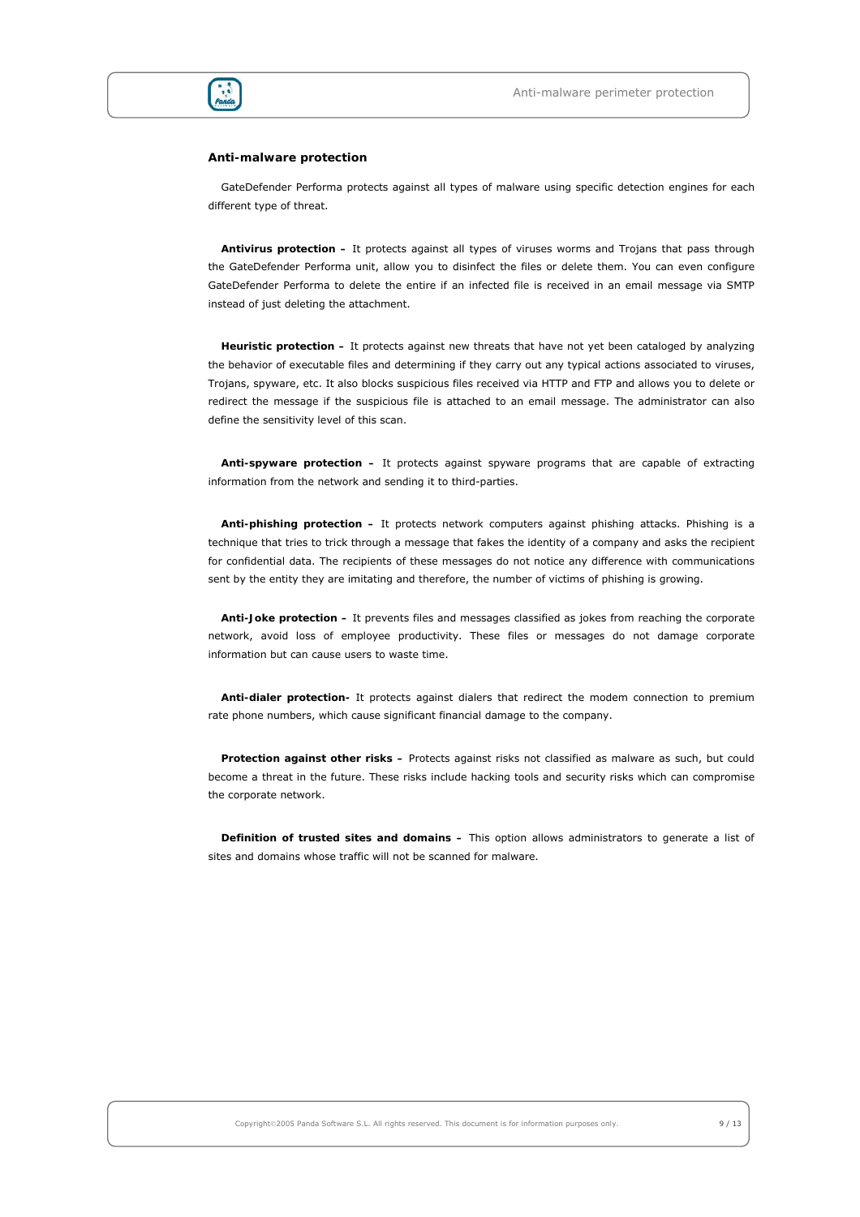### Anti-malware protection

GateDefender Performa protects against all types of malware using specific detection engines for each different type of threat.

**Antivirus protection –** It protects against all types of viruses worms and Trojans that pass through the GateDefender Performa unit, allow you to disinfect the files or delete them. You can even configure GateDefender Performa to delete the entire if an infected file is received in an email message via SMTP instead of just deleting the attachment.

**Heuristic protection –** It protects against new threats that have not yet been cataloged by analyzing the behavior of executable files and determining if they carry out any typical actions associated to viruses, Trojans, spyware, etc. It also blocks suspicious files received via HTTP and FTP and allows you to delete or redirect the message if the suspicious file is attached to an email message. The administrator can also define the sensitivity level of this scan.

**Anti-spyware protection –** It protects against spyware programs that are capable of extracting information from the network and sending it to third-parties.

**Anti-phishing protection –** It protects network computers against phishing attacks. Phishing is a technique that tries to trick through a message that fakes the identity of a company and asks the recipient for confidential data. The recipients of these messages do not notice any difference with communications sent by the entity they are imitating and therefore, the number of victims of phishing is growing.

**Anti-Joke protection –** It prevents files and messages classified as jokes from reaching the corporate network, avoid loss of employee productivity. These files or messages do not damage corporate information but can cause users to waste time.

**Anti-dialer protection-** It protects against dialers that redirect the modem connection to premium rate phone numbers, which cause significant financial damage to the company.

**Protection against other risks –** Protects against risks not classified as malware as such, but could become a threat in the future. These risks include hacking tools and security risks which can compromise the corporate network.

**Definition of trusted sites and domains –** This option allows administrators to generate a list of sites and domains whose traffic will not be scanned for malware.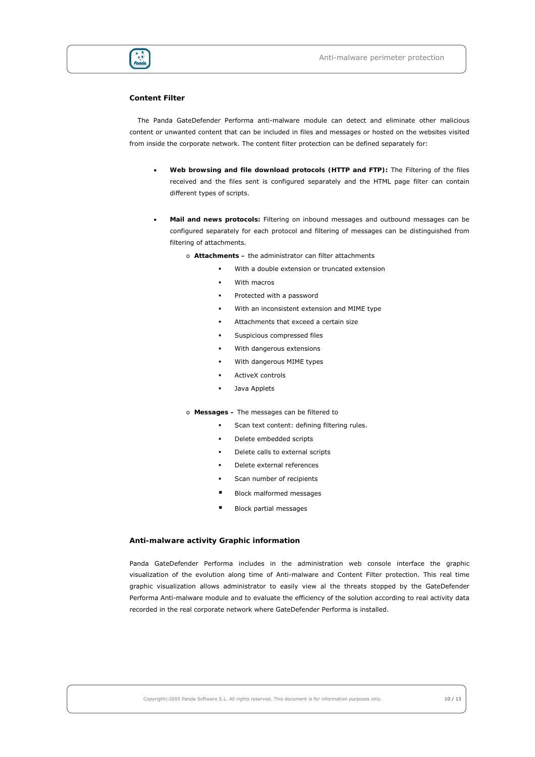### Content Filter

The Panda GateDefender Performa anti-malware module can detect and eliminate other malicious content or unwanted content that can be included in files and messages or hosted on the websites visited from inside the corporate network. The content filter protection can be defined separately for:

- **Web browsing and file download protocols (HTTP and FTP):** The Filtering of the files received and the files sent is configured separately and the HTML page filter can contain different types of scripts.

- **Mail and news protocols:** Filtering on inbound messages and outbound messages can be configured separately for each protocol and filtering of messages can be distinguished from filtering of attachments.
  - **Attachments –** the administrator can filter attachments
    - With a double extension or truncated extension
    - With macros
    - Protected with a password
    - With an inconsistent extension and MIME type
    - Attachments that exceed a certain size
    - Suspicious compressed files
    - With dangerous extensions
    - With dangerous MIME types
    - ActiveX controls
    - Java Applets
  - **Messages –** The messages can be filtered to
    - Scan text content: defining filtering rules.
    - Delete embedded scripts
    - Delete calls to external scripts
    - Delete external references
    - Scan number of recipients
    - Block malformed messages
    - Block partial messages

### Anti-malware activity Graphic information

Panda GateDefender Performa includes in the administration web console interface the graphic visualization of the evolution along time of Anti-malware and Content Filter protection. This real time graphic visualization allows administrator to easily view al the threats stopped by the GateDefender Performa Anti-malware module and to evaluate the efficiency of the solution according to real activity data recorded in the real corporate network where GateDefender Performa is installed.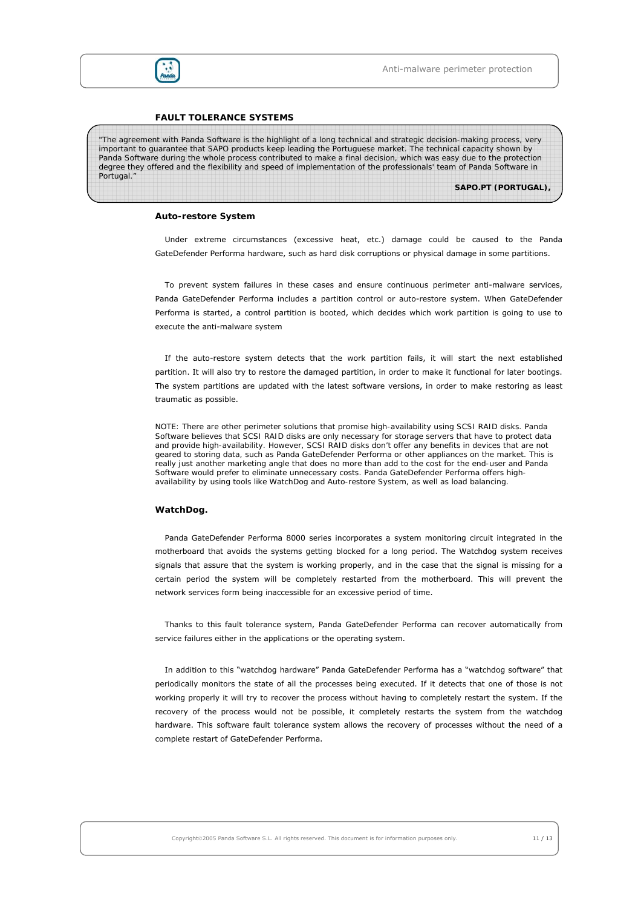## FAULT TOLERANCE SYSTEMS

> "The agreement with Panda Software is the highlight of a long technical and strategic decision-making process, very important to guarantee that SAPO products keep leading the Portuguese market. The technical capacity shown by Panda Software during the whole process contributed to make a final decision, which was easy due to the protection degree they offered and the flexibility and speed of implementation of the professionals' team of Panda Software in Portugal."
>
> **SAPO.PT (PORTUGAL),**

### Auto-restore System

Under extreme circumstances (excessive heat, etc.) damage could be caused to the Panda GateDefender Performa hardware, such as hard disk corruptions or physical damage in some partitions.

To prevent system failures in these cases and ensure continuous perimeter anti-malware services, Panda GateDefender Performa includes a partition control or auto-restore system. When GateDefender Performa is started, a control partition is booted, which decides which work partition is going to use to execute the anti-malware system

If the auto-restore system detects that the work partition fails, it will start the next established partition. It will also try to restore the damaged partition, in order to make it functional for later bootings. The system partitions are updated with the latest software versions, in order to make restoring as least traumatic as possible.

NOTE: There are other perimeter solutions that promise high-availability using SCSI RAID disks. Panda Software believes that SCSI RAID disks are only necessary for storage servers that have to protect data and provide high-availability. However, SCSI RAID disks don't offer any benefits in devices that are not geared to storing data, such as Panda GateDefender Performa or other appliances on the market. This is really just another marketing angle that does no more than add to the cost for the end-user and Panda Software would prefer to eliminate unnecessary costs. Panda GateDefender Performa offers high-availability by using tools like WatchDog and Auto-restore System, as well as load balancing.

### WatchDog.

Panda GateDefender Performa 8000 series incorporates a system monitoring circuit integrated in the motherboard that avoids the systems getting blocked for a long period. The Watchdog system receives signals that assure that the system is working properly, and in the case that the signal is missing for a certain period the system will be completely restarted from the motherboard. This will prevent the network services form being inaccessible for an excessive period of time.

Thanks to this fault tolerance system, Panda GateDefender Performa can recover automatically from service failures either in the applications or the operating system.

In addition to this "watchdog hardware" Panda GateDefender Performa has a "watchdog software" that periodically monitors the state of all the processes being executed. If it detects that one of those is not working properly it will try to recover the process without having to completely restart the system. If the recovery of the process would not be possible, it completely restarts the system from the watchdog hardware. This software fault tolerance system allows the recovery of processes without the need of a complete restart of GateDefender Performa.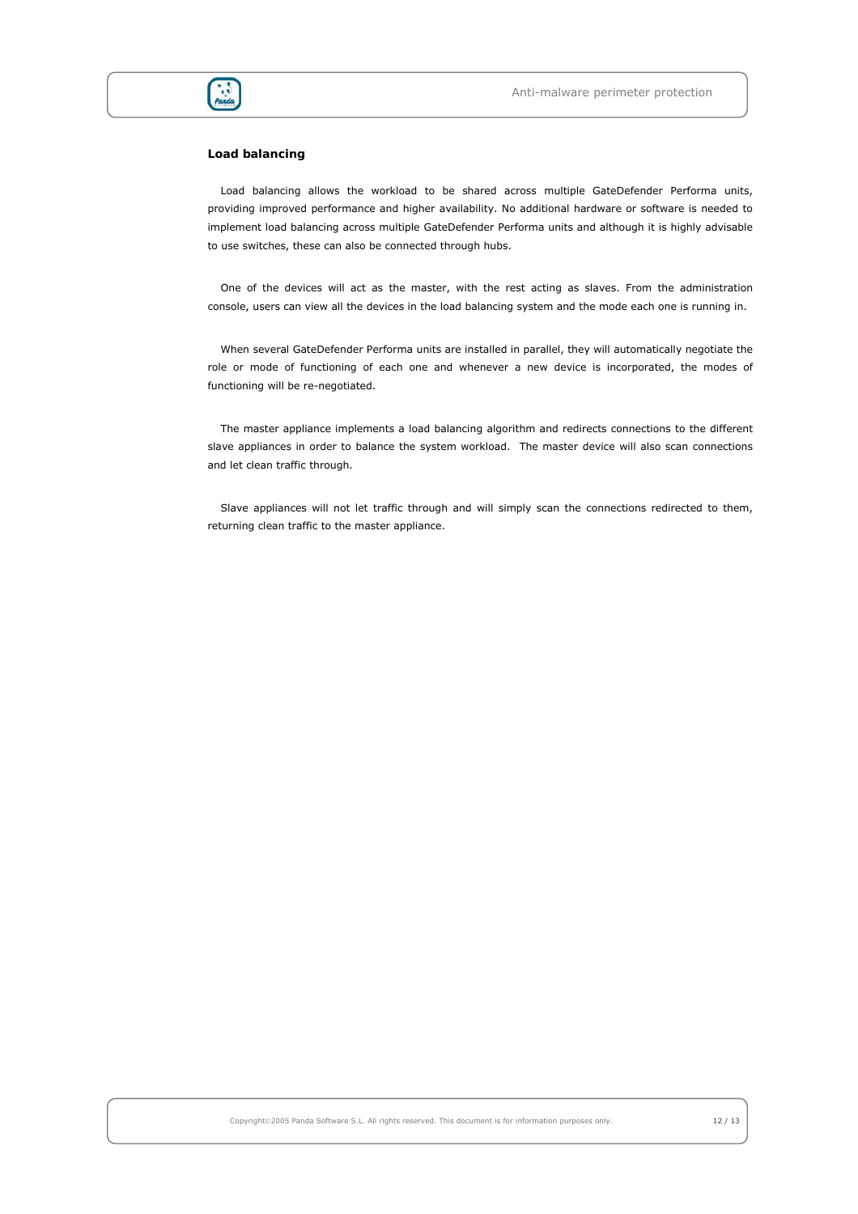### Load balancing

Load balancing allows the workload to be shared across multiple GateDefender Performa units, providing improved performance and higher availability. No additional hardware or software is needed to implement load balancing across multiple GateDefender Performa units and although it is highly advisable to use switches, these can also be connected through hubs.

One of the devices will act as the master, with the rest acting as slaves. From the administration console, users can view all the devices in the load balancing system and the mode each one is running in.

When several GateDefender Performa units are installed in parallel, they will automatically negotiate the role or mode of functioning of each one and whenever a new device is incorporated, the modes of functioning will be re-negotiated.

The master appliance implements a load balancing algorithm and redirects connections to the different slave appliances in order to balance the system workload. The master device will also scan connections and let clean traffic through.

Slave appliances will not let traffic through and will simply scan the connections redirected to them, returning clean traffic to the master appliance.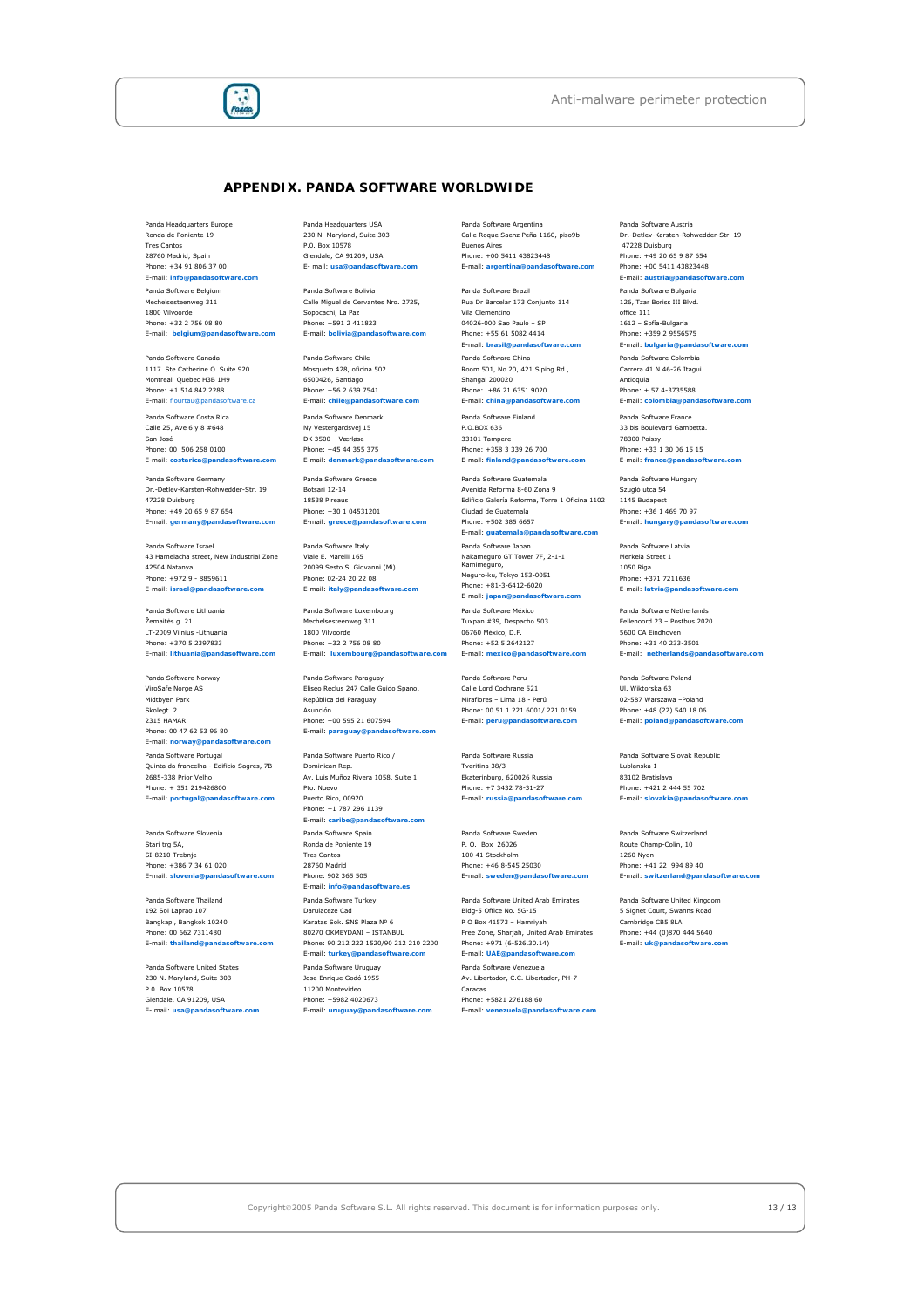## APPENDIX. PANDA SOFTWARE WORLDWIDE

Panda Headquarters Europe
Ronda de Poniente 19
Tres Cantos
28760 Madrid, Spain
Phone: +34 91 806 37 00
E-mail: **info@pandasoftware.com**

Panda Headquarters USA
230 N. Maryland, Suite 303
P.O. Box 10578
Glendale, CA 91209, USA
E- mail: **usa@pandasoftware.com**

Panda Software Argentina
Calle Roque Saenz Peña 1160, piso9b
Buenos Aires
Phone: +00 5411 43823448
E-mail: **argentina@pandasoftware.com**

Panda Software Austria
Dr.-Detlev-Karsten-Rohwedder-Str. 19
47228 Duisburg
Phone: +49 20 65 9 87 654
Phone: +00 5411 43823448
E-mail: **austria@pandasoftware.com**

Panda Software Belgium
Mechelsesteenweg 311
1800 Vilvoorde
Phone: +32 2 756 08 80
E-mail: **belgium@pandasoftware.com**

Panda Software Bolivia
Calle Miguel de Cervantes Nro. 2725,
Sopocachi, La Paz
Phone: +591 2 411823
E-mail: **bolivia@pandasoftware.com**

Panda Software Brazil
Rua Dr Barcelar 173 Conjunto 114
Vila Clementino
04026-000 Sao Paulo – SP
Phone: +55 61 5082 4414
E-mail: **brasil@pandasoftware.com**

Panda Software Bulgaria
126, Tzar Boriss III Blvd.
office 111
1612 – Sofia-Bulgaria
Phone: +359 2 9556575
E-mail: **bulgaria@pandasoftware.com**

Panda Software Canada
1117 Ste Catherine O. Suite 920
Montreal Quebec H3B 1H9
Phone: +1 514 842 2288
E-mail: flourtau@pandasoftware.ca

Panda Software Chile
Mosqueto 428, oficina 502
6500426, Santiago
Phone: +56 2 639 7541
E-mail: **chile@pandasoftware.com**

Panda Software China
Room 501, No.20, 421 Siping Rd.,
Shangai 200020
Phone: +86 21 6351 9020
E-mail: **china@pandasoftware.com**

Panda Software Colombia
Carrera 41 N.46-26 Itagui
Antioquia
Phone: + 57 4-3735588
E-mail: **colombia@pandasoftware.com**

Panda Software Costa Rica
Calle 25, Ave 6 y 8 #648
San José
Phone: 00 506 258 0100
E-mail: **costarica@pandasoftware.com**

Panda Software Denmark
Ny Vestergardsvej 15
DK 3500 – Værløse
Phone: +45 44 355 375
E-mail: **denmark@pandasoftware.com**

Panda Software Finland
P.O.BOX 636
33101 Tampere
Phone: +358 3 339 26 700
E-mail: **finland@pandasoftware.com**

Panda Software France
33 bis Boulevard Gambetta.
78300 Poissy
Phone: +33 1 30 06 15 15
E-mail: **france@pandasoftware.com**

Panda Software Germany
Dr.-Detlev-Karsten-Rohwedder-Str. 19
47228 Duisburg
Phone: +49 20 65 9 87 654
E-mail: **germany@pandasoftware.com**

Panda Software Greece
Botsari 12-14
18538 Pireaus
Phone: +30 1 04531201
E-mail: **greece@pandasoftware.com**

Panda Software Guatemala
Avenida Reforma 8-60 Zona 9
Edificio Galería Reforma, Torre 1 Oficina 1102
Ciudad de Guatemala
Phone: +502 385 6657
E-mail: **guatemala@pandasoftware.com**

Panda Software Hungary
Szugló utca 54
1145 Budapest
Phone: +36 1 469 70 97
E-mail: **hungary@pandasoftware.com**

Panda Software Israel
43 Hamelacha street, New Industrial Zone
42504 Natanya
Phone: +972 9 - 8859611
E-mail: **israel@pandasoftware.com**

Panda Software Italy
Viale E. Marelli 165
20099 Sesto S. Giovanni (Mi)
Phone: 02-24 20 22 08
E-mail: **italy@pandasoftware.com**

Panda Software Japan
Nakameguro GT Tower 7F, 2-1-1
Kamimeguro,
Meguro-ku, Tokyo 153-0051
Phone: +81-3-6412-6020
E-mail: **japan@pandasoftware.com**

Panda Software Latvia
Merkela Street 1
1050 Riga
Phone: +371 7211636
E-mail: **latvia@pandasoftware.com**

Panda Software Lithuania
Žemaites g. 21
LT-2009 Vilnius -Lithuania
Phone: +370 5 2397833
E-mail: **lithuania@pandasoftware.com**

Panda Software Luxembourg
Mechelsesteenweg 311
1800 Vilvoorde
Phone: +32 2 756 08 80
E-mail: **luxembourg@pandasoftware.com**

Panda Software México
Tuxpan #39, Despacho 503
06760 México, D.F.
Phone: +52 5 2642127
E-mail: **mexico@pandasoftware.com**

Panda Software Netherlands
Fellenoord 23 – Postbus 2020
5600 CA Eindhoven
Phone: +31 40 233-3501
E-mail: **netherlands@pandasoftware.com**

Panda Software Norway
ViroSafe Norge AS
Midtbyen Park
Skolegt. 2
2315 HAMAR
Phone: 00 47 62 53 96 80
E-mail: **norway@pandasoftware.com**

Panda Software Paraguay
Eliseo Reclus 247 Calle Guido Spano,
República del Paraguay
Asunción
Phone: +00 595 21 607594
E-mail: **paraguay@pandasoftware.com**

Panda Software Peru
Calle Lord Cochrane 521
Miraflores – Lima 18 - Perú
Phone: 00 51 1 221 6001/ 221 0159
E-mail: **peru@pandasoftware.com**

Panda Software Poland
Ul. Wiktorska 63
02-587 Warszawa –Poland
Phone: +48 (22) 540 18 06
E-mail: **poland@pandasoftware.com**

Panda Software Portugal
Quinta da francelha - Edificio Sagres, 7B
2685-338 Prior Velho
Phone: + 351 219426800
E-mail: **portugal@pandasoftware.com**

Panda Software Puerto Rico /
Dominican Rep.
Av. Luis Muñoz Rivera 1058, Suite 1
Pto. Nuevo
Puerto Rico, 00920
Phone: +1 787 296 1139
E-mail: **caribe@pandasoftware.com**

Panda Software Russia
Tveritina 38/3
Ekaterinburg, 620026 Russia
Phone: +7 3432 78-31-27
E-mail: **russia@pandasoftware.com**

Panda Software Slovak Republic
Lublanska 1
83102 Bratislava
Phone: +421 2 444 55 702
E-mail: **slovakia@pandasoftware.com**

Panda Software Slovenia
Stari trg 5A,
SI-8210 Trebnje
Phone: +386 7 34 61 020
E-mail: **slovenia@pandasoftware.com**

Panda Software Spain
Ronda de Poniente 19
Tres Cantos
28760 Madrid
Phone: 902 365 505
E-mail: **info@pandasoftware.es**

Panda Software Sweden
P. O. Box 26026
100 41 Stockholm
Phone: +46 8-545 25030
E-mail: **sweden@pandasoftware.com**

Panda Software Switzerland
Route Champ-Colin, 10
1260 Nyon
Phone: +41 22 994 89 40
E-mail: **switzerland@pandasoftware.com**

Panda Software Thailand
192 Soi Laprao 107
Bangkapi, Bangkok 10240
Phone: 00 662 7311480
E-mail: **thailand@pandasoftware.com**

Panda Software Turkey
Darulaceze Cad
Karatas Sok. SNS Plaza Nº 6
80270 OKMEYDANI – ISTANBUL
Phone: 90 212 222 1520/90 212 210 2200
E-mail: **turkey@pandasoftware.com**

Panda Software United Arab Emirates
Bldg-5 Office No. 5G-15
P O Box 41573 – Hamriyah
Free Zone, Sharjah, United Arab Emirates
Phone: +971 (6-526.30.14)
E-mail: **UAE@pandasoftware.com**

Panda Software United Kingdom
5 Signet Court, Swanns Road
Cambridge CB5 8LA
Phone: +44 (0)870 444 5640
E-mail: **uk@pandasoftware.com**

Panda Software United States
230 N. Maryland, Suite 303
P.O. Box 10578
Glendale, CA 91209, USA
E- mail: **usa@pandasoftware.com**

Panda Software Uruguay
Jose Enrique Godó 1955
11200 Montevideo
Phone: +5982 4020673
E-mail: **uruguay@pandasoftware.com**

Panda Software Venezuela
Av. Libertador, C.C. Libertador, PH-7
Caracas
Phone: +5821 276188 60
E-mail: **venezuela@pandasoftware.com**